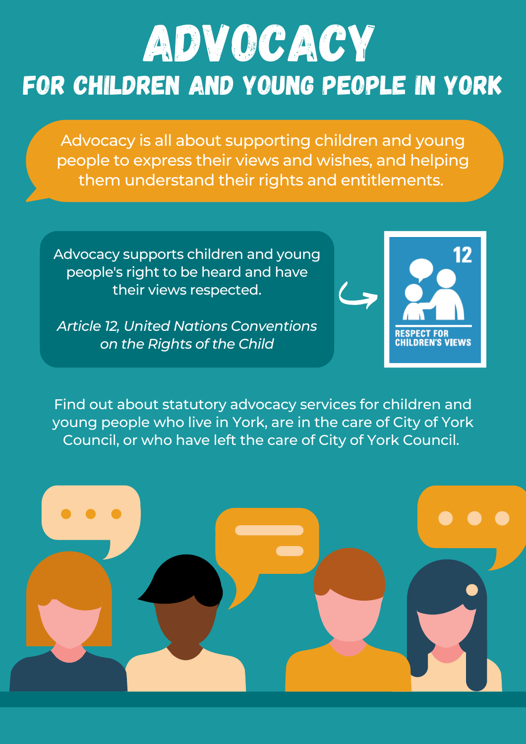# ADVOCACY

## FOR CHILDREN AND YOUNG PEOPLE IN YORK

Advocacy is all about supporting children and young people to express their views and wishes, and helping them understand their rights and entitlements.

Advocacy supports children and young people's right to be heard and have their views respected.

*Article 12, United Nations Conventions on the Rights of the Child*

12

RESPECT FOR CHILDREN'S VIEWS

Find out about statutory advocacy services for children and young people who live in York, are in the care of City of York Council, or who have left the care of City of York Council.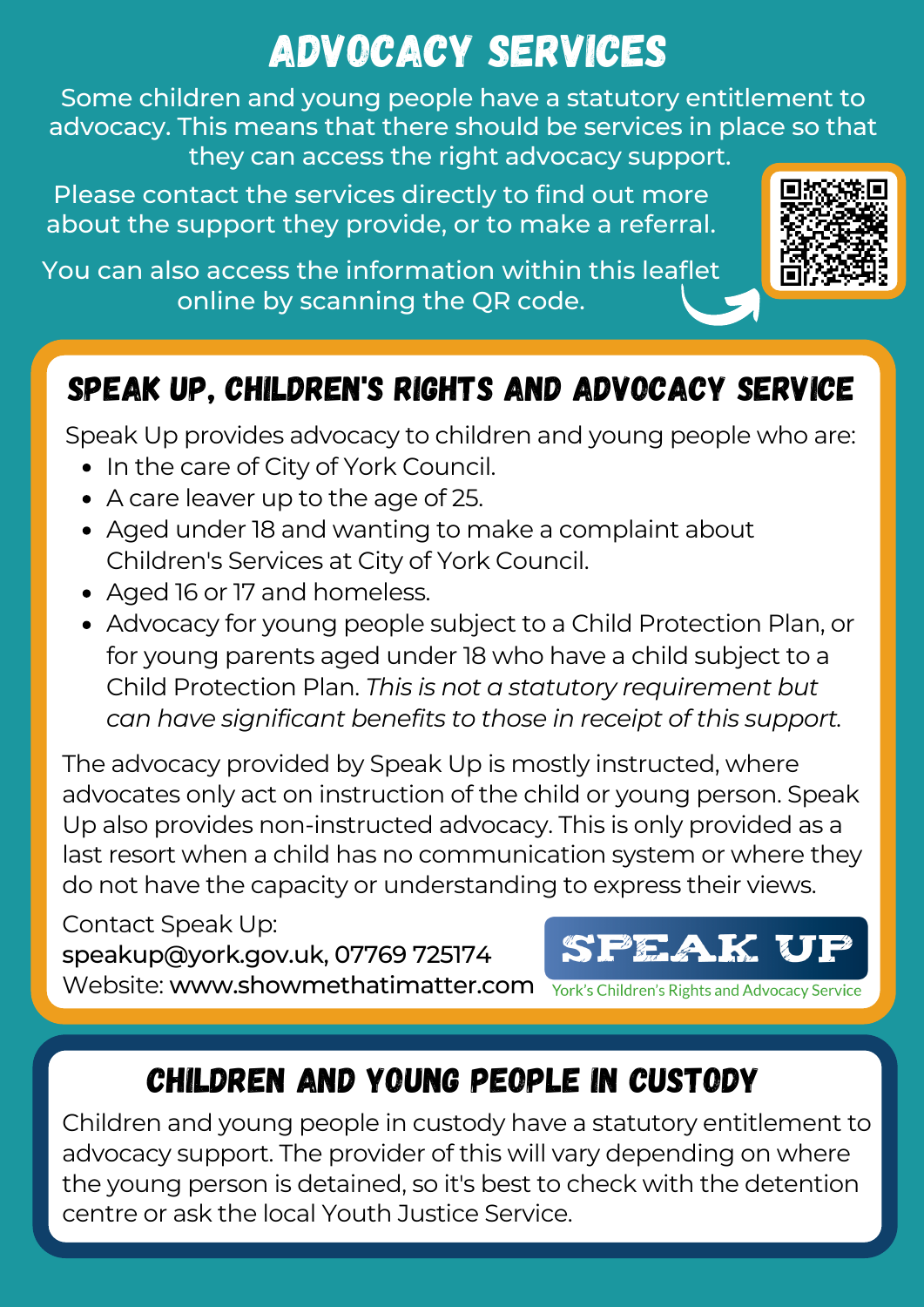# ADVOCACY SERVICES

Some children and young people have a statutory entitlement to advocacy. This means that there should be services in place so that they can access the right advocacy support.

Please contact the services directly to find out more about the support they provide, or to make a referral.

You can also access the information within this leaflet online by scanning the QR code.

## SPEAK UP, CHILDREN'S RIGHTS AND ADVOCACY SERVICE

Speak Up provides advocacy to children and young people who are:

- In the care of City of York Council.
- A care leaver up to the age of 25.
- Aged under 18 and wanting to make a complaint about Children's Services at City of York Council.
- Aged 16 or 17 and homeless.
- Advocacy for young people subject to a Child Protection Plan, or for young parents aged under 18 who have a child subject to a Child Protection Plan. *This is not a statutory requirement but can have significant benefits to those in receipt of this support.*

The advocacy provided by Speak Up is mostly instructed, where advocates only act on instruction of the child or young person. Speak Up also provides non-instructed advocacy. This is only provided as a last resort when a child has no communication system or where they do not have the capacity or understanding to express their views.

Contact Speak Up:
**speakup@york.gov.uk, 07769 725174**
Website: **www.showmethatimatter.com**

SPEAK UP
York's Children's Rights and Advocacy Service

## CHILDREN AND YOUNG PEOPLE IN CUSTODY

Children and young people in custody have a statutory entitlement to advocacy support. The provider of this will vary depending on where the young person is detained, so it's best to check with the detention centre or ask the local Youth Justice Service.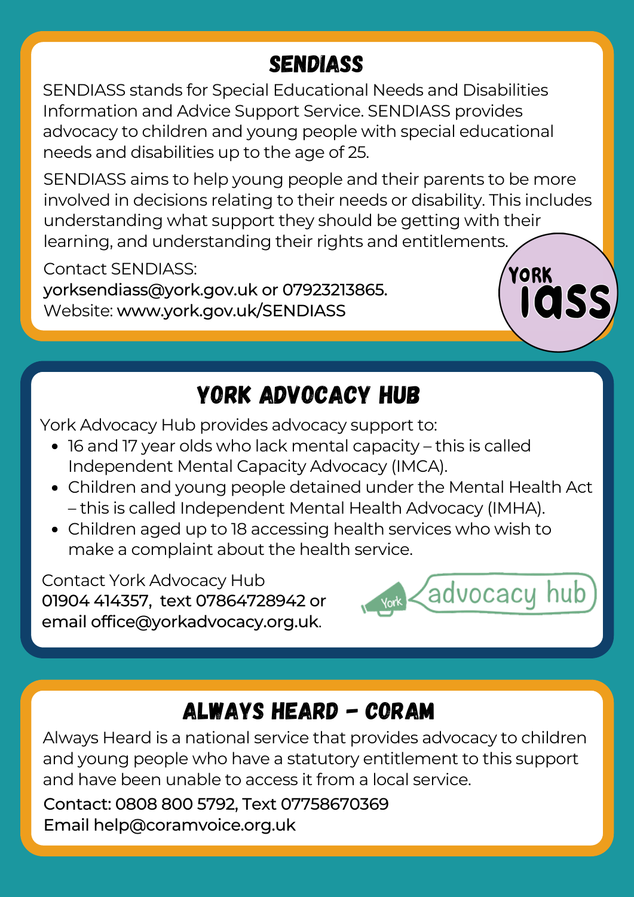## SENDIASS

SENDIASS stands for Special Educational Needs and Disabilities Information and Advice Support Service. SENDIASS provides advocacy to children and young people with special educational needs and disabilities up to the age of 25.

SENDIASS aims to help young people and their parents to be more involved in decisions relating to their needs or disability. This includes understanding what support they should be getting with their learning, and understanding their rights and entitlements.

Contact SENDIASS:
yorksendiass@york.gov.uk or 07923213865.
Website: www.york.gov.uk/SENDIASS

## YORK ADVOCACY HUB

York Advocacy Hub provides advocacy support to:

- 16 and 17 year olds who lack mental capacity – this is called Independent Mental Capacity Advocacy (IMCA).
- Children and young people detained under the Mental Health Act – this is called Independent Mental Health Advocacy (IMHA).
- Children aged up to 18 accessing health services who wish to make a complaint about the health service.

Contact York Advocacy Hub
01904 414357, text 07864728942 or email office@yorkadvocacy.org.uk.

## ALWAYS HEARD - CORAM

Always Heard is a national service that provides advocacy to children and young people who have a statutory entitlement to this support and have been unable to access it from a local service.

Contact: 0808 800 5792, Text 07758670369
Email help@coramvoice.org.uk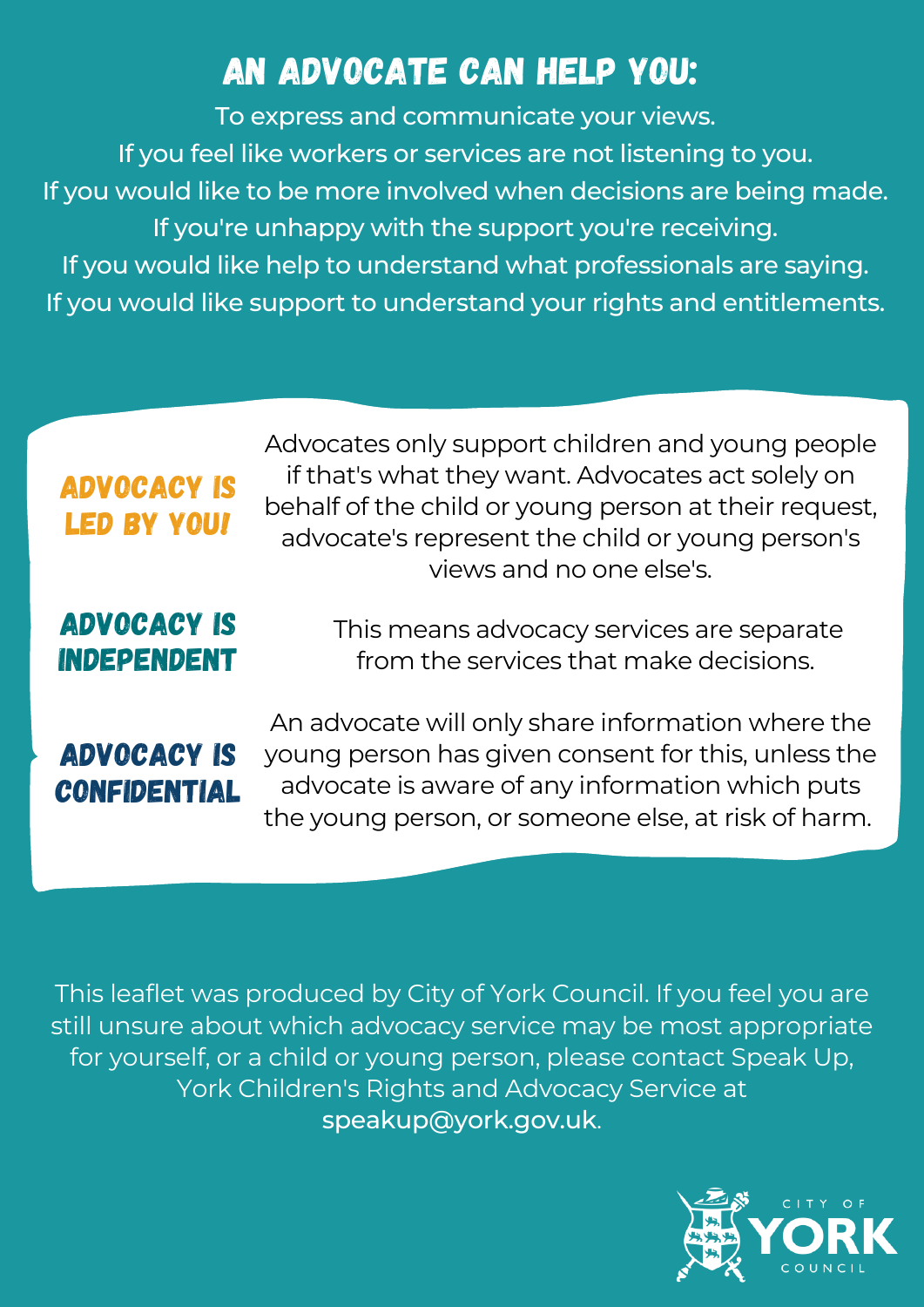## AN ADVOCATE CAN HELP YOU:

To express and communicate your views.
If you feel like workers or services are not listening to you.
If you would like to be more involved when decisions are being made.
If you're unhappy with the support you're receiving.
If you would like help to understand what professionals are saying.
If you would like support to understand your rights and entitlements.

### ADVOCACY IS LED BY YOU!

Advocates only support children and young people if that's what they want. Advocates act solely on behalf of the child or young person at their request, advocate's represent the child or young person's views and no one else's.

### ADVOCACY IS INDEPENDENT

This means advocacy services are separate from the services that make decisions.

### ADVOCACY IS CONFIDENTIAL

An advocate will only share information where the young person has given consent for this, unless the advocate is aware of any information which puts the young person, or someone else, at risk of harm.

This leaflet was produced by City of York Council. If you feel you are still unsure about which advocacy service may be most appropriate for yourself, or a child or young person, please contact Speak Up, York Children's Rights and Advocacy Service at **speakup@york.gov.uk**.

CITY OF YORK COUNCIL